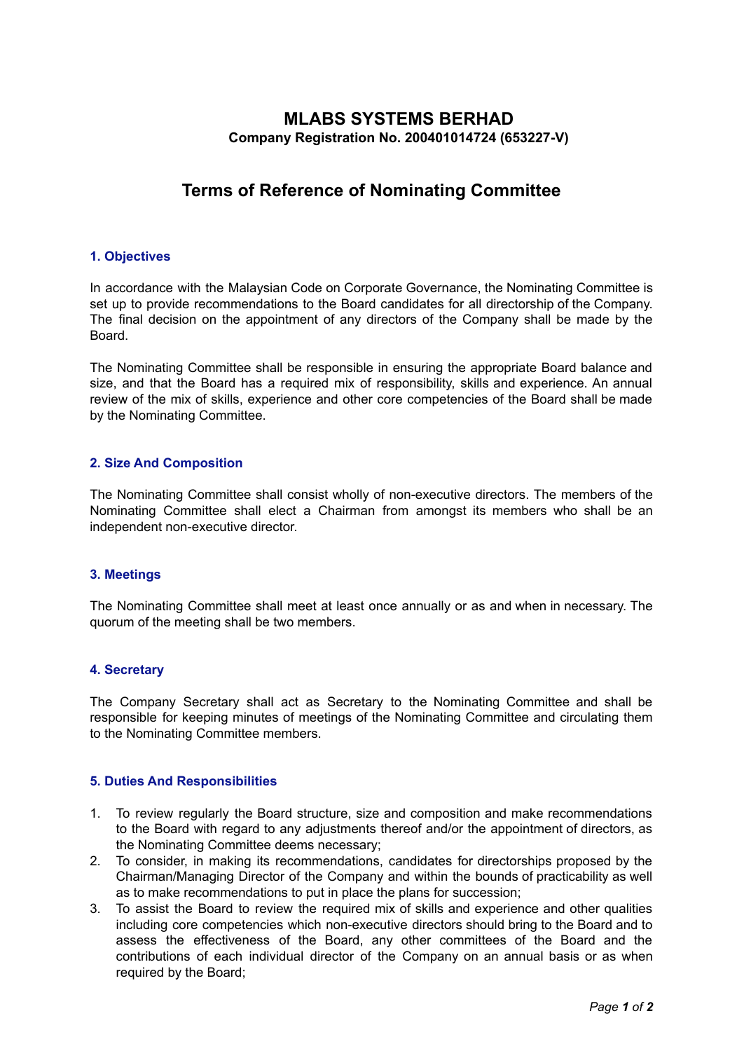# MLABS SYSTEMS BERHAD

**Company Registration No. 200401014724 (653227-V)**

## Terms of Reference of Nominating Committee

### 1. Objectives

In accordance with the Malaysian Code on Corporate Governance, the Nominating Committee is set up to provide recommendations to the Board candidates for all directorship of the Company. The final decision on the appointment of any directors of the Company shall be made by the Board.

The Nominating Committee shall be responsible in ensuring the appropriate Board balance and size, and that the Board has a required mix of responsibility, skills and experience. An annual review of the mix of skills, experience and other core competencies of the Board shall be made by the Nominating Committee.

### 2. Size And Composition

The Nominating Committee shall consist wholly of non-executive directors. The members of the Nominating Committee shall elect a Chairman from amongst its members who shall be an independent non-executive director.

### 3. Meetings

The Nominating Committee shall meet at least once annually or as and when in necessary. The quorum of the meeting shall be two members.

### 4. Secretary

The Company Secretary shall act as Secretary to the Nominating Committee and shall be responsible for keeping minutes of meetings of the Nominating Committee and circulating them to the Nominating Committee members.

### 5. Duties And Responsibilities

1. To review regularly the Board structure, size and composition and make recommendations to the Board with regard to any adjustments thereof and/or the appointment of directors, as the Nominating Committee deems necessary;
2. To consider, in making its recommendations, candidates for directorships proposed by the Chairman/Managing Director of the Company and within the bounds of practicability as well as to make recommendations to put in place the plans for succession;
3. To assist the Board to review the required mix of skills and experience and other qualities including core competencies which non-executive directors should bring to the Board and to assess the effectiveness of the Board, any other committees of the Board and the contributions of each individual director of the Company on an annual basis or as when required by the Board;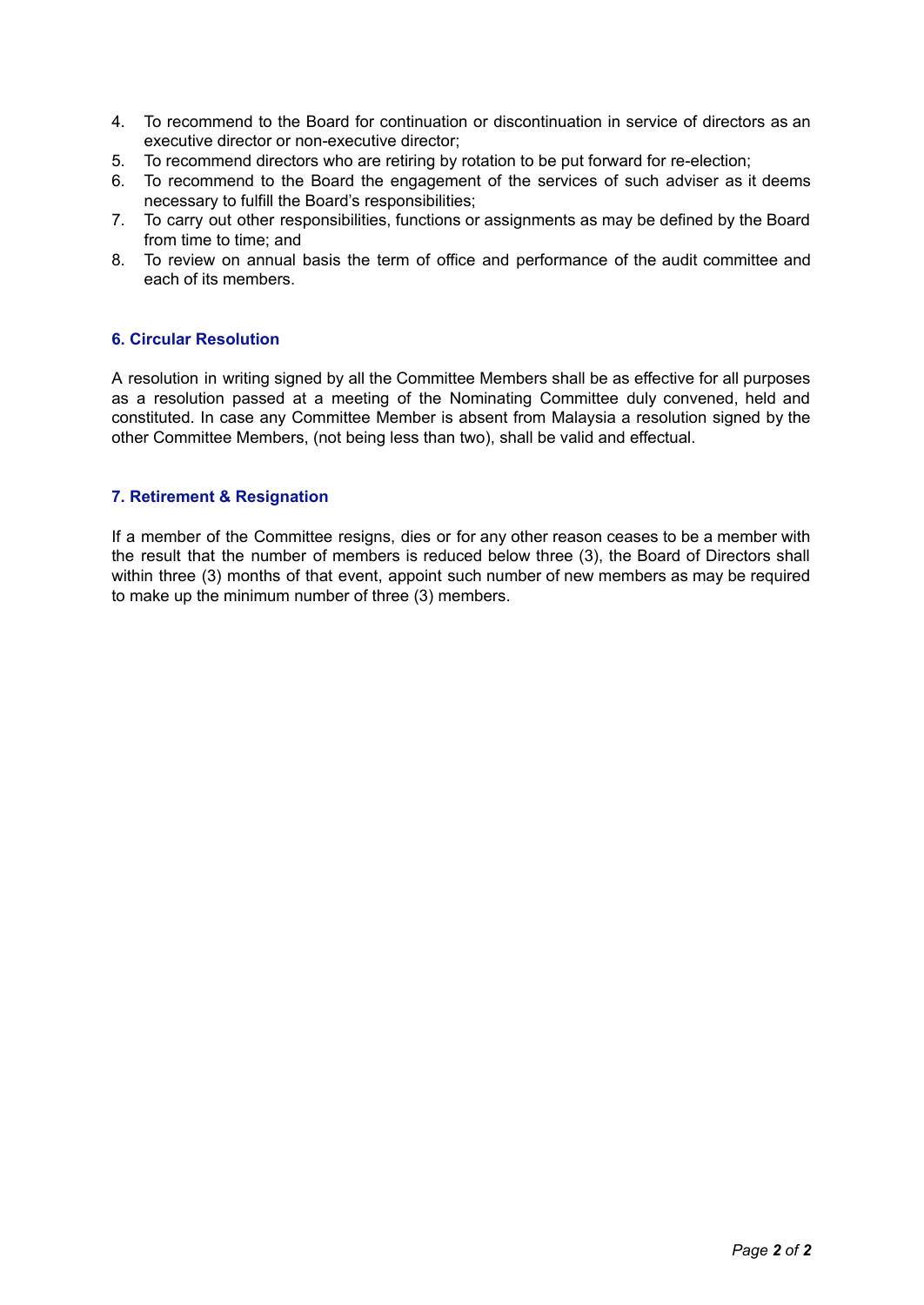4. To recommend to the Board for continuation or discontinuation in service of directors as an executive director or non-executive director;
5. To recommend directors who are retiring by rotation to be put forward for re-election;
6. To recommend to the Board the engagement of the services of such adviser as it deems necessary to fulfill the Board's responsibilities;
7. To carry out other responsibilities, functions or assignments as may be defined by the Board from time to time; and
8. To review on annual basis the term of office and performance of the audit committee and each of its members.

## 6. Circular Resolution

A resolution in writing signed by all the Committee Members shall be as effective for all purposes as a resolution passed at a meeting of the Nominating Committee duly convened, held and constituted. In case any Committee Member is absent from Malaysia a resolution signed by the other Committee Members, (not being less than two), shall be valid and effectual.

## 7. Retirement & Resignation

If a member of the Committee resigns, dies or for any other reason ceases to be a member with the result that the number of members is reduced below three (3), the Board of Directors shall within three (3) months of that event, appoint such number of new members as may be required to make up the minimum number of three (3) members.